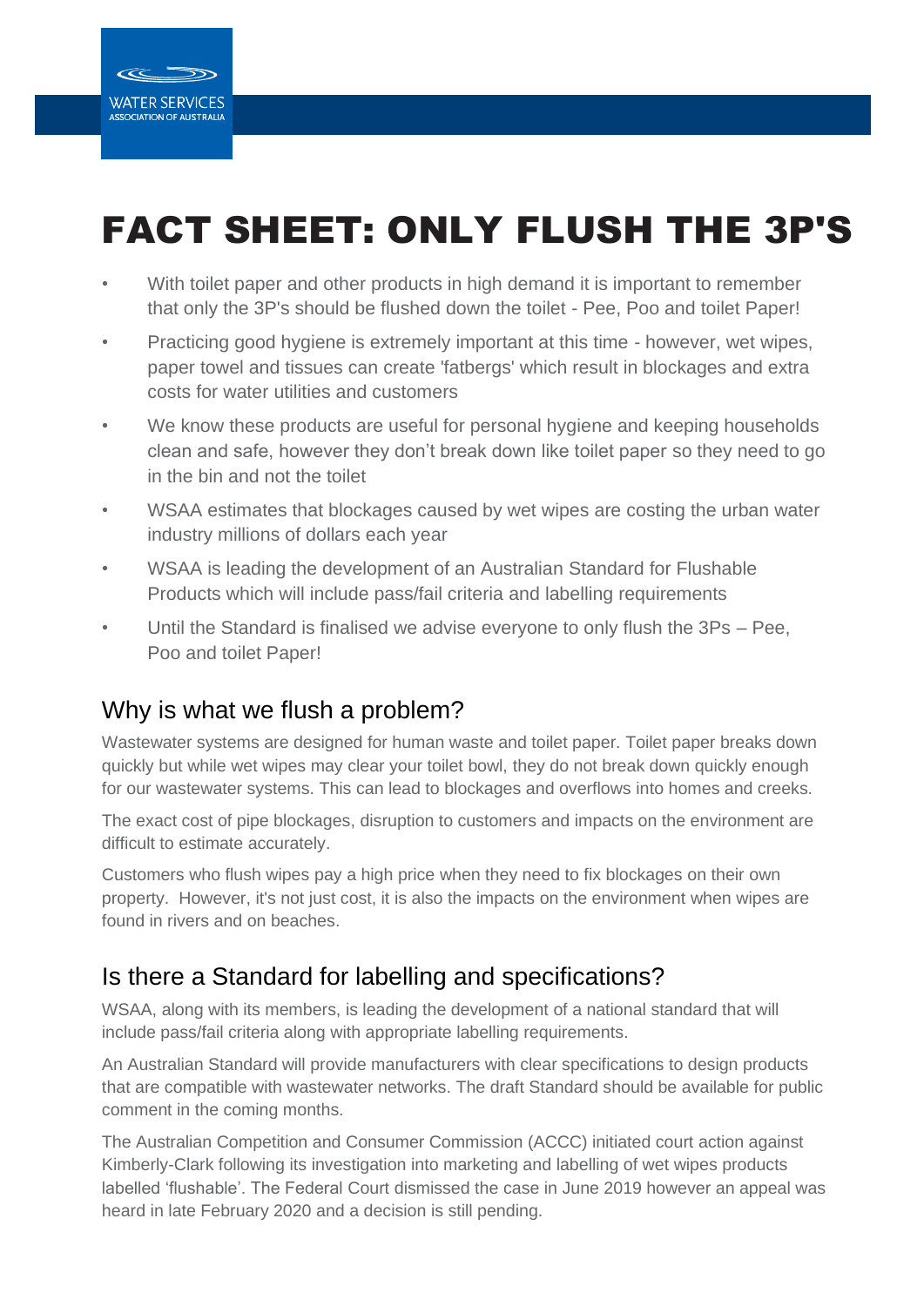WATER SERVICES ASSOCIATION OF AUSTRALIA

# FACT SHEET: ONLY FLUSH THE 3P'S

- With toilet paper and other products in high demand it is important to remember that only the 3P's should be flushed down the toilet - Pee, Poo and toilet Paper!
- Practicing good hygiene is extremely important at this time - however, wet wipes, paper towel and tissues can create 'fatbergs' which result in blockages and extra costs for water utilities and customers
- We know these products are useful for personal hygiene and keeping households clean and safe, however they don't break down like toilet paper so they need to go in the bin and not the toilet
- WSAA estimates that blockages caused by wet wipes are costing the urban water industry millions of dollars each year
- WSAA is leading the development of an Australian Standard for Flushable Products which will include pass/fail criteria and labelling requirements
- Until the Standard is finalised we advise everyone to only flush the 3Ps – Pee, Poo and toilet Paper!

## Why is what we flush a problem?

Wastewater systems are designed for human waste and toilet paper. Toilet paper breaks down quickly but while wet wipes may clear your toilet bowl, they do not break down quickly enough for our wastewater systems. This can lead to blockages and overflows into homes and creeks.

The exact cost of pipe blockages, disruption to customers and impacts on the environment are difficult to estimate accurately.

Customers who flush wipes pay a high price when they need to fix blockages on their own property. However, it's not just cost, it is also the impacts on the environment when wipes are found in rivers and on beaches.

## Is there a Standard for labelling and specifications?

WSAA, along with its members, is leading the development of a national standard that will include pass/fail criteria along with appropriate labelling requirements.

An Australian Standard will provide manufacturers with clear specifications to design products that are compatible with wastewater networks. The draft Standard should be available for public comment in the coming months.

The Australian Competition and Consumer Commission (ACCC) initiated court action against Kimberly-Clark following its investigation into marketing and labelling of wet wipes products labelled 'flushable'. The Federal Court dismissed the case in June 2019 however an appeal was heard in late February 2020 and a decision is still pending.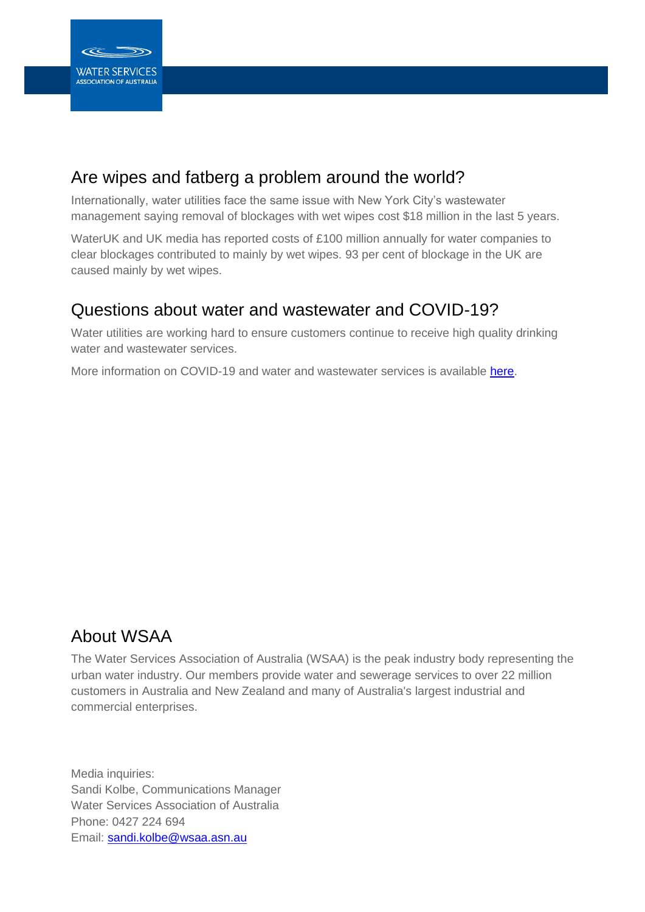## Are wipes and fatberg a problem around the world?

Internationally, water utilities face the same issue with New York City's wastewater management saying removal of blockages with wet wipes cost $18 million in the last 5 years.

WaterUK and UK media has reported costs of £100 million annually for water companies to clear blockages contributed to mainly by wet wipes. 93 per cent of blockage in the UK are caused mainly by wet wipes.

## Questions about water and wastewater and COVID-19?

Water utilities are working hard to ensure customers continue to receive high quality drinking water and wastewater services.

More information on COVID-19 and water and wastewater services is available here.

## About WSAA

The Water Services Association of Australia (WSAA) is the peak industry body representing the urban water industry. Our members provide water and sewerage services to over 22 million customers in Australia and New Zealand and many of Australia's largest industrial and commercial enterprises.

Media inquiries:
Sandi Kolbe, Communications Manager
Water Services Association of Australia
Phone: 0427 224 694
Email: sandi.kolbe@wsaa.asn.au